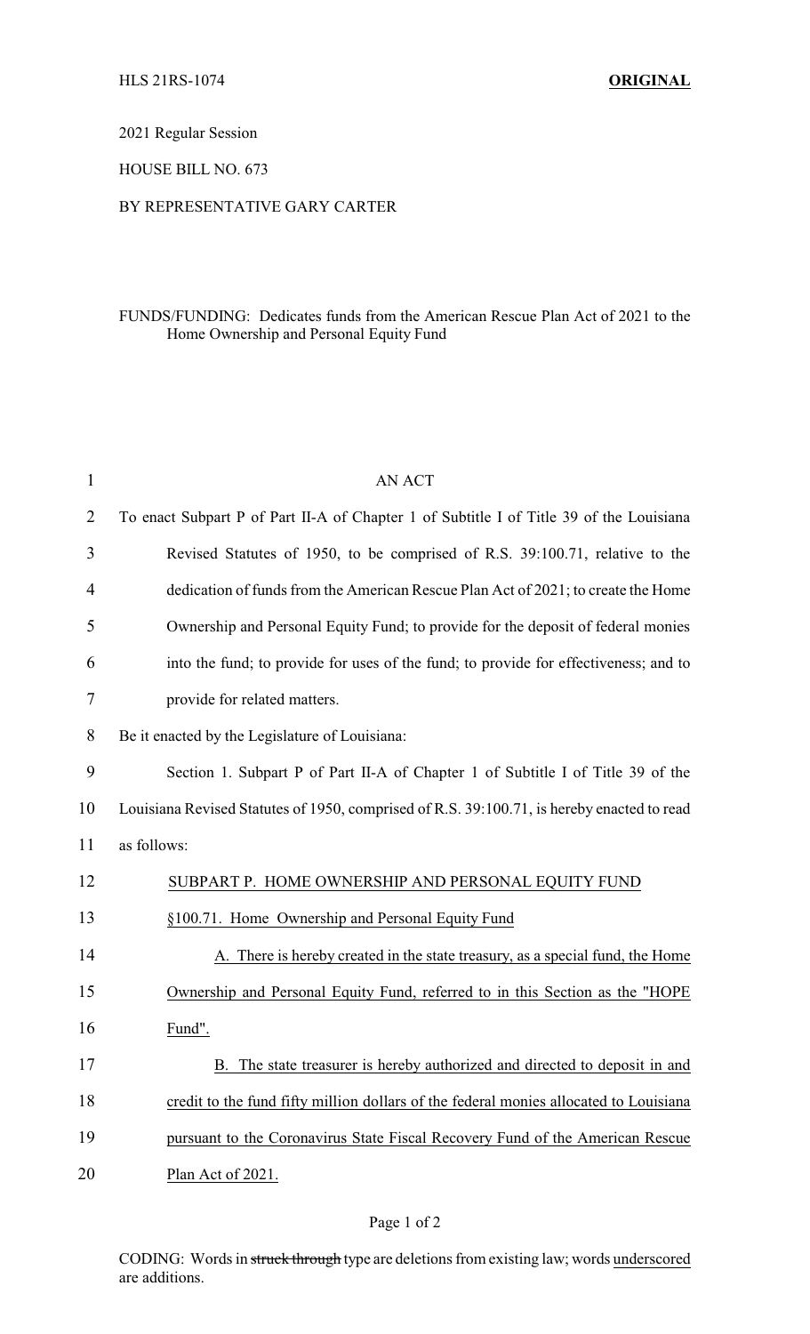HLS 21RS-1074 **ORIGINAL**

2021 Regular Session

HOUSE BILL NO. 673

BY REPRESENTATIVE GARY CARTER

FUNDS/FUNDING: Dedicates funds from the American Rescue Plan Act of 2021 to the Home Ownership and Personal Equity Fund

AN ACT

To enact Subpart P of Part II-A of Chapter 1 of Subtitle I of Title 39 of the Louisiana Revised Statutes of 1950, to be comprised of R.S. 39:100.71, relative to the dedication of funds from the American Rescue Plan Act of 2021; to create the Home Ownership and Personal Equity Fund; to provide for the deposit of federal monies into the fund; to provide for uses of the fund; to provide for effectiveness; and to provide for related matters.

Be it enacted by the Legislature of Louisiana:

Section 1. Subpart P of Part II-A of Chapter 1 of Subtitle I of Title 39 of the Louisiana Revised Statutes of 1950, comprised of R.S. 39:100.71, is hereby enacted to read as follows:

SUBPART P. HOME OWNERSHIP AND PERSONAL EQUITY FUND

§100.71. Home Ownership and Personal Equity Fund

A. There is hereby created in the state treasury, as a special fund, the Home Ownership and Personal Equity Fund, referred to in this Section as the "HOPE Fund".

B. The state treasurer is hereby authorized and directed to deposit in and credit to the fund fifty million dollars of the federal monies allocated to Louisiana pursuant to the Coronavirus State Fiscal Recovery Fund of the American Rescue Plan Act of 2021.

CODING: Words in ~~struck through~~ type are deletions from existing law; words underscored are additions.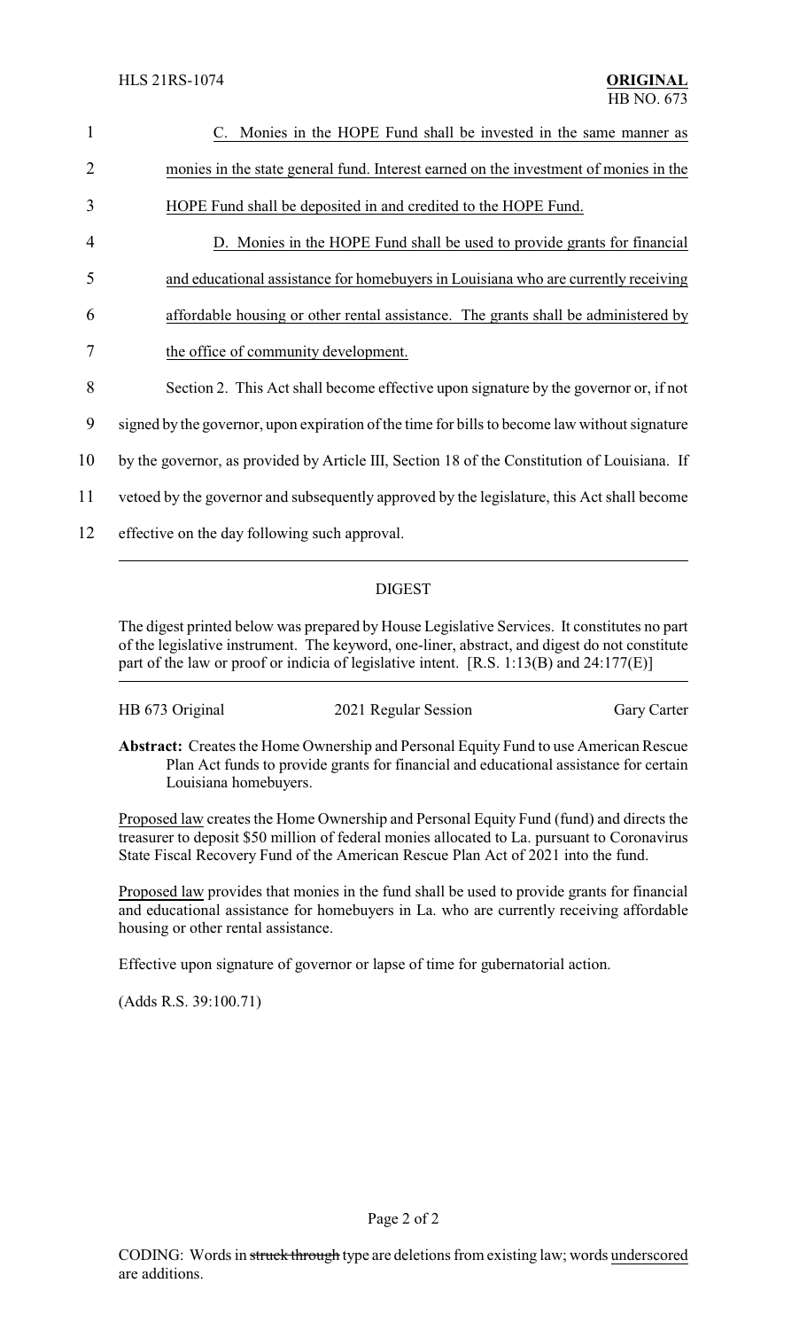C. Monies in the HOPE Fund shall be invested in the same manner as monies in the state general fund. Interest earned on the investment of monies in the HOPE Fund shall be deposited in and credited to the HOPE Fund.

D. Monies in the HOPE Fund shall be used to provide grants for financial and educational assistance for homebuyers in Louisiana who are currently receiving affordable housing or other rental assistance. The grants shall be administered by the office of community development.

Section 2. This Act shall become effective upon signature by the governor or, if not signed by the governor, upon expiration of the time for bills to become law without signature by the governor, as provided by Article III, Section 18 of the Constitution of Louisiana. If vetoed by the governor and subsequently approved by the legislature, this Act shall become effective on the day following such approval.

## DIGEST

The digest printed below was prepared by House Legislative Services. It constitutes no part of the legislative instrument. The keyword, one-liner, abstract, and digest do not constitute part of the law or proof or indicia of legislative intent. [R.S. 1:13(B) and 24:177(E)]

HB 673 Original 2021 Regular Session Gary Carter

**Abstract:** Creates the Home Ownership and Personal Equity Fund to use American Rescue Plan Act funds to provide grants for financial and educational assistance for certain Louisiana homebuyers.

Proposed law creates the Home Ownership and Personal Equity Fund (fund) and directs the treasurer to deposit $50 million of federal monies allocated to La. pursuant to Coronavirus State Fiscal Recovery Fund of the American Rescue Plan Act of 2021 into the fund.

Proposed law provides that monies in the fund shall be used to provide grants for financial and educational assistance for homebuyers in La. who are currently receiving affordable housing or other rental assistance.

Effective upon signature of governor or lapse of time for gubernatorial action.

(Adds R.S. 39:100.71)

CODING: Words in ~~struck through~~ type are deletions from existing law; words underscored are additions.